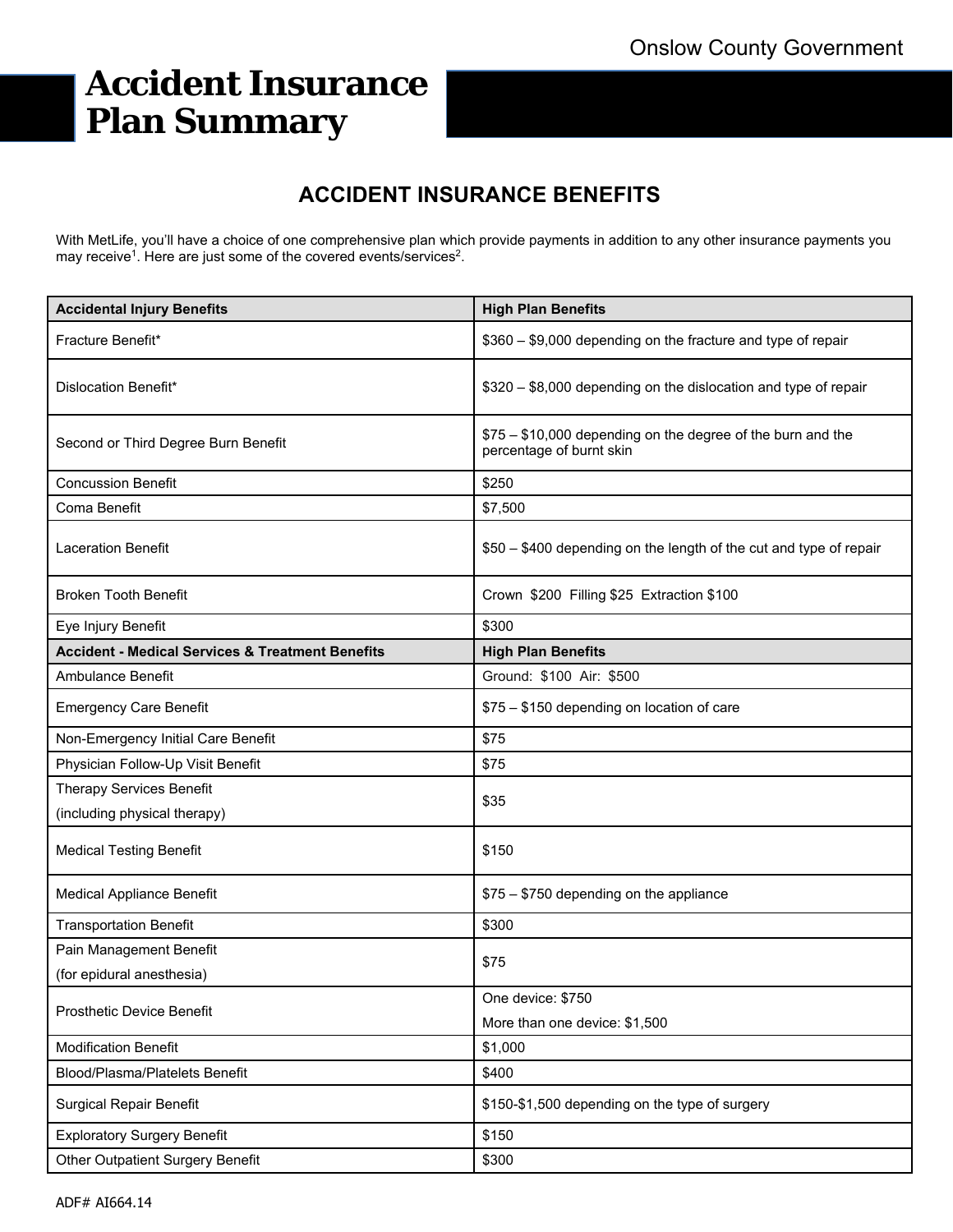Onslow County Government

# Accident Insurance Plan Summary

## ACCIDENT INSURANCE BENEFITS

With MetLife, you'll have a choice of one comprehensive plan which provide payments in addition to any other insurance payments you may receive[1]. Here are just some of the covered events/services[2].

| Accidental Injury Benefits | High Plan Benefits |
|---|---|
| Fracture Benefit* | $360 – $9,000 depending on the fracture and type of repair |
| Dislocation Benefit* | $320 – $8,000 depending on the dislocation and type of repair |
| Second or Third Degree Burn Benefit | $75 – $10,000 depending on the degree of the burn and the percentage of burnt skin |
| Concussion Benefit | $250 |
| Coma Benefit | $7,500 |
| Laceration Benefit | $50 – $400 depending on the length of the cut and type of repair |
| Broken Tooth Benefit | Crown $200 Filling $25 Extraction $100 |
| Eye Injury Benefit | $300 |
| **Accident - Medical Services & Treatment Benefits** | **High Plan Benefits** |
| Ambulance Benefit | Ground: $100 Air: $500 |
| Emergency Care Benefit | $75 – $150 depending on location of care |
| Non-Emergency Initial Care Benefit | $75 |
| Physician Follow-Up Visit Benefit | $75 |
| Therapy Services Benefit (including physical therapy) | $35 |
| Medical Testing Benefit | $150 |
| Medical Appliance Benefit | $75 – $750 depending on the appliance |
| Transportation Benefit | $300 |
| Pain Management Benefit (for epidural anesthesia) | $75 |
| Prosthetic Device Benefit | One device: $750<br>More than one device: $1,500 |
| Modification Benefit | $1,000 |
| Blood/Plasma/Platelets Benefit | $400 |
| Surgical Repair Benefit | $150-$1,500 depending on the type of surgery |
| Exploratory Surgery Benefit | $150 |
| Other Outpatient Surgery Benefit | $300 |

ADF# AI664.14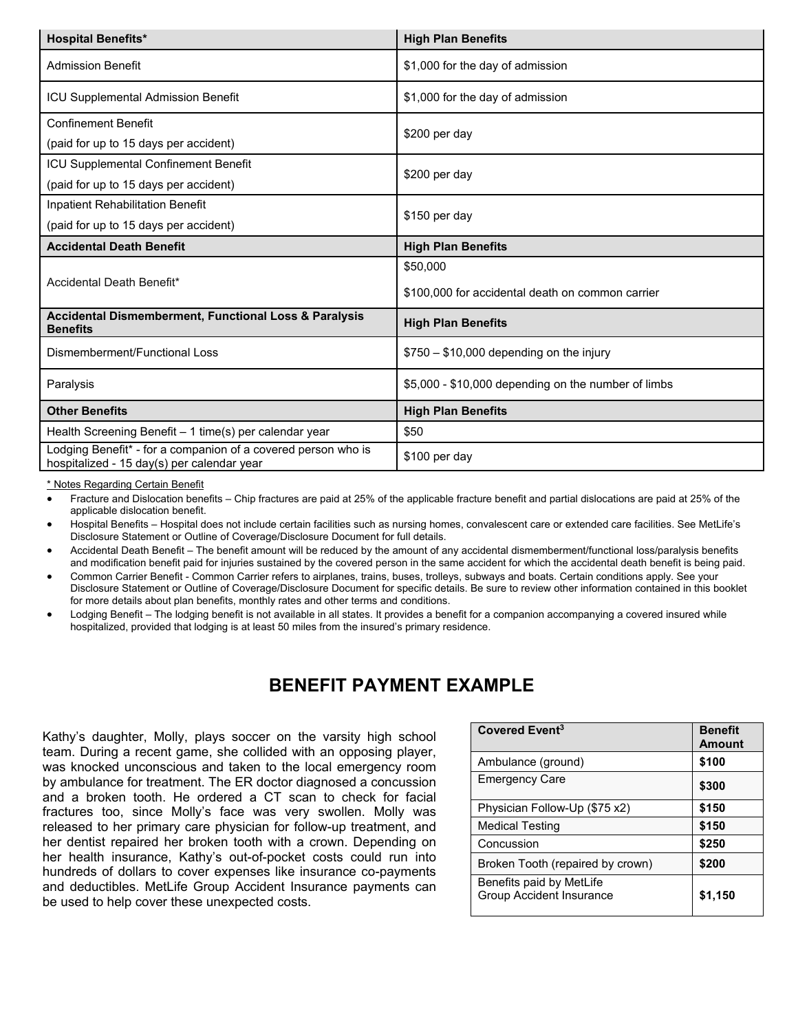| Hospital Benefits* | High Plan Benefits |
| --- | --- |
| Admission Benefit | $1,000 for the day of admission |
| ICU Supplemental Admission Benefit | $1,000 for the day of admission |
| Confinement Benefit (paid for up to 15 days per accident) | $200 per day |
| ICU Supplemental Confinement Benefit (paid for up to 15 days per accident) | $200 per day |
| Inpatient Rehabilitation Benefit (paid for up to 15 days per accident) | $150 per day |
| **Accidental Death Benefit** | **High Plan Benefits** |
| Accidental Death Benefit* | $50,000<br>$100,000 for accidental death on common carrier |
| **Accidental Dismemberment, Functional Loss & Paralysis Benefits** | **High Plan Benefits** |
| Dismemberment/Functional Loss | $750 – $10,000 depending on the injury |
| Paralysis | $5,000 - $10,000 depending on the number of limbs |
| **Other Benefits** | **High Plan Benefits** |
| Health Screening Benefit – 1 time(s) per calendar year | $50 |
| Lodging Benefit* - for a companion of a covered person who is hospitalized - 15 day(s) per calendar year | $100 per day |

* Notes Regarding Certain Benefit

- Fracture and Dislocation benefits – Chip fractures are paid at 25% of the applicable fracture benefit and partial dislocations are paid at 25% of the applicable dislocation benefit.
- Hospital Benefits – Hospital does not include certain facilities such as nursing homes, convalescent care or extended care facilities. See MetLife's Disclosure Statement or Outline of Coverage/Disclosure Document for full details.
- Accidental Death Benefit – The benefit amount will be reduced by the amount of any accidental dismemberment/functional loss/paralysis benefits and modification benefit paid for injuries sustained by the covered person in the same accident for which the accidental death benefit is being paid.
- Common Carrier Benefit - Common Carrier refers to airplanes, trains, buses, trolleys, subways and boats. Certain conditions apply. See your Disclosure Statement or Outline of Coverage/Disclosure Document for specific details. Be sure to review other information contained in this booklet for more details about plan benefits, monthly rates and other terms and conditions.
- Lodging Benefit – The lodging benefit is not available in all states. It provides a benefit for a companion accompanying a covered insured while hospitalized, provided that lodging is at least 50 miles from the insured's primary residence.

## BENEFIT PAYMENT EXAMPLE

Kathy's daughter, Molly, plays soccer on the varsity high school team. During a recent game, she collided with an opposing player, was knocked unconscious and taken to the local emergency room by ambulance for treatment. The ER doctor diagnosed a concussion and a broken tooth. He ordered a CT scan to check for facial fractures too, since Molly's face was very swollen. Molly was released to her primary care physician for follow-up treatment, and her dentist repaired her broken tooth with a crown. Depending on her health insurance, Kathy's out-of-pocket costs could run into hundreds of dollars to cover expenses like insurance co-payments and deductibles. MetLife Group Accident Insurance payments can be used to help cover these unexpected costs.

| Covered Event[3] | Benefit Amount |
| --- | --- |
| Ambulance (ground) | **$100** |
| Emergency Care | **$300** |
| Physician Follow-Up ($75 x2) | **$150** |
| Medical Testing | **$150** |
| Concussion | **$250** |
| Broken Tooth (repaired by crown) | **$200** |
| Benefits paid by MetLife Group Accident Insurance | **$1,150** |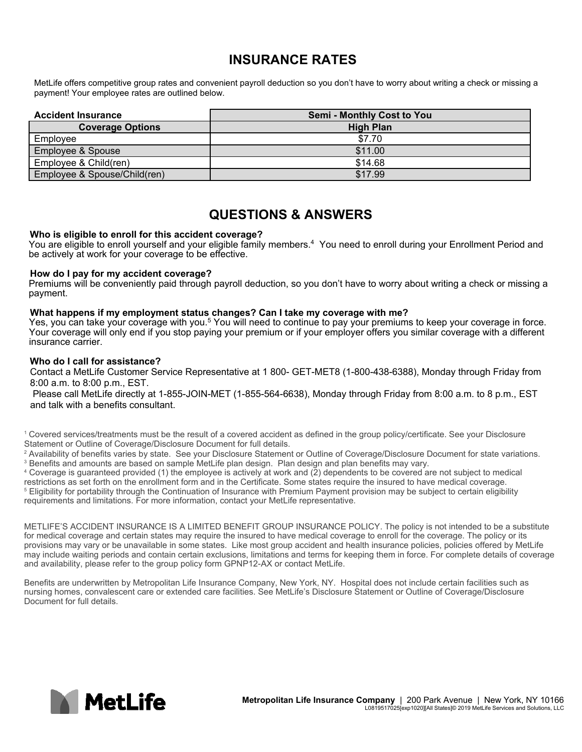# INSURANCE RATES

MetLife offers competitive group rates and convenient payroll deduction so you don't have to worry about writing a check or missing a payment! Your employee rates are outlined below.

| Accident Insurance | Semi - Monthly Cost to You |
|---|---|
| **Coverage Options** | **High Plan** |
| Employee | $7.70 |
| Employee & Spouse | $11.00 |
| Employee & Child(ren) | $14.68 |
| Employee & Spouse/Child(ren) | $17.99 |

# QUESTIONS & ANSWERS

**Who is eligible to enroll for this accident coverage?**
You are eligible to enroll yourself and your eligible family members.[4] You need to enroll during your Enrollment Period and be actively at work for your coverage to be effective.

**How do I pay for my accident coverage?**
Premiums will be conveniently paid through payroll deduction, so you don't have to worry about writing a check or missing a payment.

**What happens if my employment status changes? Can I take my coverage with me?**
Yes, you can take your coverage with you.[5] You will need to continue to pay your premiums to keep your coverage in force. Your coverage will only end if you stop paying your premium or if your employer offers you similar coverage with a different insurance carrier.

**Who do I call for assistance?**
Contact a MetLife Customer Service Representative at 1 800- GET-MET8 (1-800-438-6388), Monday through Friday from 8:00 a.m. to 8:00 p.m., EST.
Please call MetLife directly at 1-855-JOIN-MET (1-855-564-6638), Monday through Friday from 8:00 a.m. to 8 p.m., EST and talk with a benefits consultant.

[1] Covered services/treatments must be the result of a covered accident as defined in the group policy/certificate. See your Disclosure Statement or Outline of Coverage/Disclosure Document for full details.
[2] Availability of benefits varies by state. See your Disclosure Statement or Outline of Coverage/Disclosure Document for state variations.
[3] Benefits and amounts are based on sample MetLife plan design. Plan design and plan benefits may vary.
[4] Coverage is guaranteed provided (1) the employee is actively at work and (2) dependents to be covered are not subject to medical restrictions as set forth on the enrollment form and in the Certificate. Some states require the insured to have medical coverage.
[5] Eligibility for portability through the Continuation of Insurance with Premium Payment provision may be subject to certain eligibility requirements and limitations. For more information, contact your MetLife representative.

METLIFE'S ACCIDENT INSURANCE IS A LIMITED BENEFIT GROUP INSURANCE POLICY. The policy is not intended to be a substitute for medical coverage and certain states may require the insured to have medical coverage to enroll for the coverage. The policy or its provisions may vary or be unavailable in some states. Like most group accident and health insurance policies, policies offered by MetLife may include waiting periods and contain certain exclusions, limitations and terms for keeping them in force. For complete details of coverage and availability, please refer to the group policy form GPNP12-AX or contact MetLife.

Benefits are underwritten by Metropolitan Life Insurance Company, New York, NY. Hospital does not include certain facilities such as nursing homes, convalescent care or extended care facilities. See MetLife's Disclosure Statement or Outline of Coverage/Disclosure Document for full details.

MetLife

**Metropolitan Life Insurance Company** | 200 Park Avenue | New York, NY 10166
L0819517025[exp1020][All States]© 2019 MetLife Services and Solutions, LLC